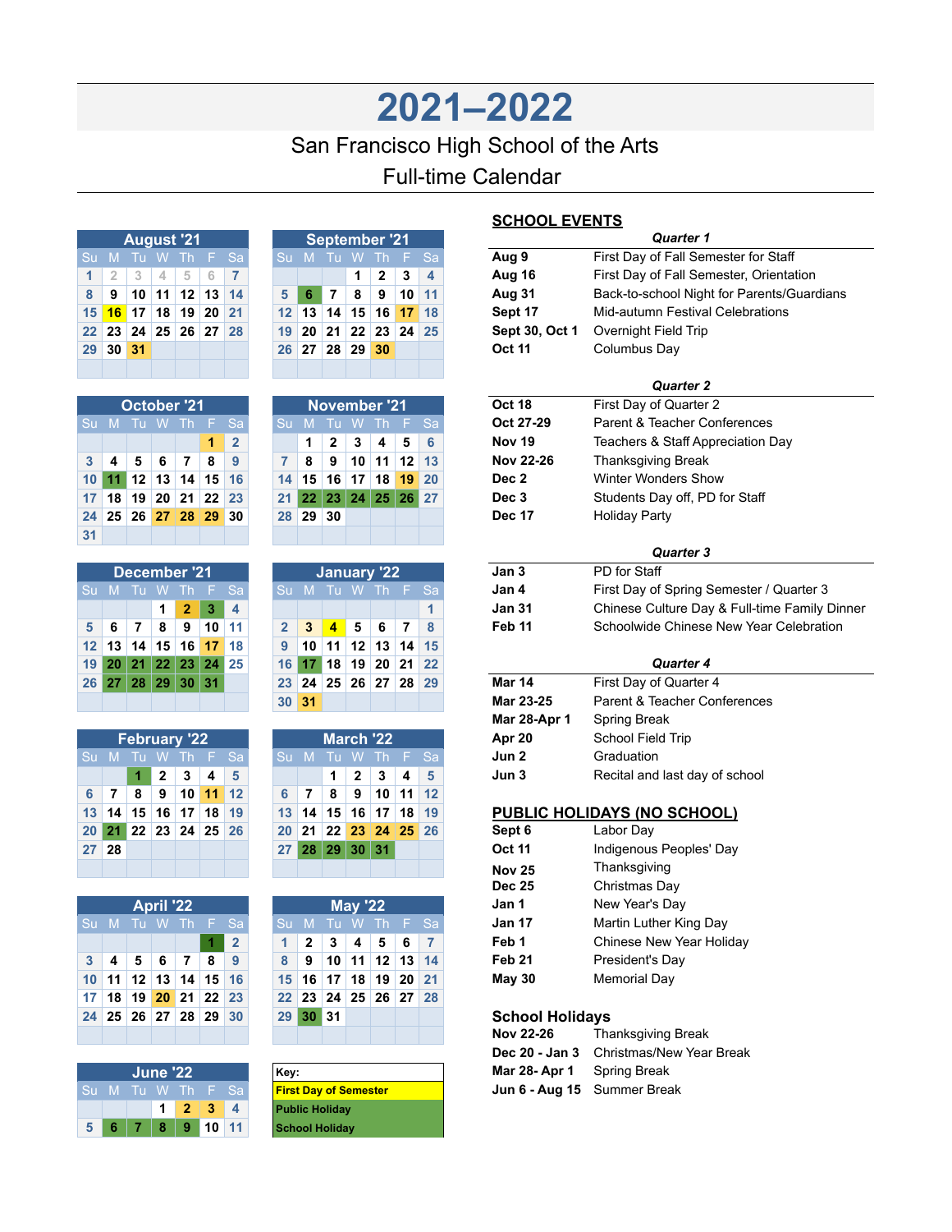# 2021–2022

## San Francisco High School of the Arts

## Full-time Calendar

### August '21

| Su | M | Tu | W | Th | F | Sa |
|---|---|---|---|---|---|---|
| 1 | 2 | 3 | 4 | 5 | 6 | 7 |
| 8 | 9 | 10 | 11 | 12 | 13 | 14 |
| 15 | 16 | 17 | 18 | 19 | 20 | 21 |
| 22 | 23 | 24 | 25 | 26 | 27 | 28 |
| 29 | 30 | 31 | | | | |

### September '21

| Su | M | Tu | W | Th | F | Sa |
|---|---|---|---|---|---|---|
| | | | 1 | 2 | 3 | 4 |
| 5 | 6 | 7 | 8 | 9 | 10 | 11 |
| 12 | 13 | 14 | 15 | 16 | 17 | 18 |
| 19 | 20 | 21 | 22 | 23 | 24 | 25 |
| 26 | 27 | 28 | 29 | 30 | | |

### October '21

| Su | M | Tu | W | Th | F | Sa |
|---|---|---|---|---|---|---|
| | | | | | 1 | 2 |
| 3 | 4 | 5 | 6 | 7 | 8 | 9 |
| 10 | 11 | 12 | 13 | 14 | 15 | 16 |
| 17 | 18 | 19 | 20 | 21 | 22 | 23 |
| 24 | 25 | 26 | 27 | 28 | 29 | 30 |
| 31 | | | | | | |

### November '21

| Su | M | Tu | W | Th | F | Sa |
|---|---|---|---|---|---|---|
| | 1 | 2 | 3 | 4 | 5 | 6 |
| 7 | 8 | 9 | 10 | 11 | 12 | 13 |
| 14 | 15 | 16 | 17 | 18 | 19 | 20 |
| 21 | 22 | 23 | 24 | 25 | 26 | 27 |
| 28 | 29 | 30 | | | | |

### December '21

| Su | M | Tu | W | Th | F | Sa |
|---|---|---|---|---|---|---|
| | | | 1 | 2 | 3 | 4 |
| 5 | 6 | 7 | 8 | 9 | 10 | 11 |
| 12 | 13 | 14 | 15 | 16 | 17 | 18 |
| 19 | 20 | 21 | 22 | 23 | 24 | 25 |
| 26 | 27 | 28 | 29 | 30 | 31 | |

### January '22

| Su | M | Tu | W | Th | F | Sa |
|---|---|---|---|---|---|---|
| | | | | | | 1 |
| 2 | 3 | 4 | 5 | 6 | 7 | 8 |
| 9 | 10 | 11 | 12 | 13 | 14 | 15 |
| 16 | 17 | 18 | 19 | 20 | 21 | 22 |
| 23 | 24 | 25 | 26 | 27 | 28 | 29 |
| 30 | 31 | | | | | |

### February '22

| Su | M | Tu | W | Th | F | Sa |
|---|---|---|---|---|---|---|
| | | 1 | 2 | 3 | 4 | 5 |
| 6 | 7 | 8 | 9 | 10 | 11 | 12 |
| 13 | 14 | 15 | 16 | 17 | 18 | 19 |
| 20 | 21 | 22 | 23 | 24 | 25 | 26 |
| 27 | 28 | | | | | |

### March '22

| Su | M | Tu | W | Th | F | Sa |
|---|---|---|---|---|---|---|
| | | 1 | 2 | 3 | 4 | 5 |
| 6 | 7 | 8 | 9 | 10 | 11 | 12 |
| 13 | 14 | 15 | 16 | 17 | 18 | 19 |
| 20 | 21 | 22 | 23 | 24 | 25 | 26 |
| 27 | 28 | 29 | 30 | 31 | | |

### April '22

| Su | M | Tu | W | Th | F | Sa |
|---|---|---|---|---|---|---|
| | | | | | 1 | 2 |
| 3 | 4 | 5 | 6 | 7 | 8 | 9 |
| 10 | 11 | 12 | 13 | 14 | 15 | 16 |
| 17 | 18 | 19 | 20 | 21 | 22 | 23 |
| 24 | 25 | 26 | 27 | 28 | 29 | 30 |

### May '22

| Su | M | Tu | W | Th | F | Sa |
|---|---|---|---|---|---|---|
| 1 | 2 | 3 | 4 | 5 | 6 | 7 |
| 8 | 9 | 10 | 11 | 12 | 13 | 14 |
| 15 | 16 | 17 | 18 | 19 | 20 | 21 |
| 22 | 23 | 24 | 25 | 26 | 27 | 28 |
| 29 | 30 | 31 | | | | |

### June '22

| Su | M | Tu | W | Th | F | Sa |
|---|---|---|---|---|---|---|
| | | | 1 | 2 | 3 | 4 |
| 5 | 6 | 7 | 8 | 9 | 10 | 11 |

**Key:**
- First Day of Semester
- Public Holiday
- School Holiday

## SCHOOL EVENTS

***Quarter 1***

| | |
|---|---|
| **Aug 9** | First Day of Fall Semester for Staff |
| **Aug 16** | First Day of Fall Semester, Orientation |
| **Aug 31** | Back-to-school Night for Parents/Guardians |
| **Sept 17** | Mid-autumn Festival Celebrations |
| **Sept 30, Oct 1** | Overnight Field Trip |
| **Oct 11** | Columbus Day |

***Quarter 2***

| | |
|---|---|
| **Oct 18** | First Day of Quarter 2 |
| **Oct 27-29** | Parent & Teacher Conferences |
| **Nov 19** | Teachers & Staff Appreciation Day |
| **Nov 22-26** | Thanksgiving Break |
| **Dec 2** | Winter Wonders Show |
| **Dec 3** | Students Day off, PD for Staff |
| **Dec 17** | Holiday Party |

***Quarter 3***

| | |
|---|---|
| **Jan 3** | PD for Staff |
| **Jan 4** | First Day of Spring Semester / Quarter 3 |
| **Jan 31** | Chinese Culture Day & Full-time Family Dinner |
| **Feb 11** | Schoolwide Chinese New Year Celebration |

***Quarter 4***

| | |
|---|---|
| **Mar 14** | First Day of Quarter 4 |
| **Mar 23-25** | Parent & Teacher Conferences |
| **Mar 28-Apr 1** | Spring Break |
| **Apr 20** | School Field Trip |
| **Jun 2** | Graduation |
| **Jun 3** | Recital and last day of school |

## PUBLIC HOLIDAYS (NO SCHOOL)

| | |
|---|---|
| **Sept 6** | Labor Day |
| **Oct 11** | Indigenous Peoples' Day |
| **Nov 25** | Thanksgiving |
| **Dec 25** | Christmas Day |
| **Jan 1** | New Year's Day |
| **Jan 17** | Martin Luther King Day |
| **Feb 1** | Chinese New Year Holiday |
| **Feb 21** | President's Day |
| **May 30** | Memorial Day |

## School Holidays

| | |
|---|---|
| **Nov 22-26** | Thanksgiving Break |
| **Dec 20 - Jan 3** | Christmas/New Year Break |
| **Mar 28- Apr 1** | Spring Break |
| **Jun 6 - Aug 15** | Summer Break |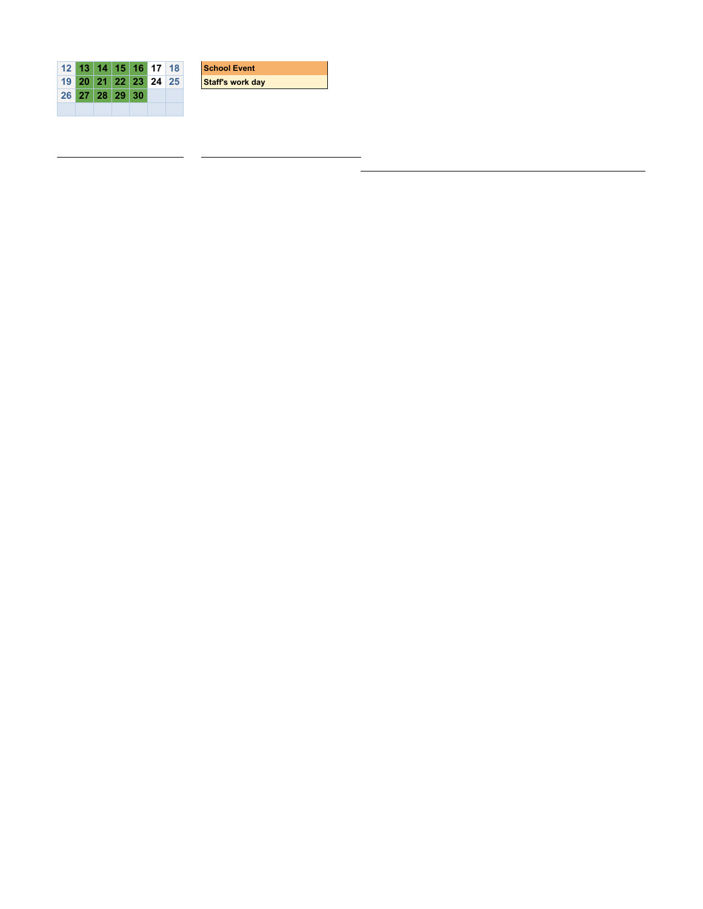| | | | | | | |
|---|---|---|---|---|---|---|
| 12 | 13 | 14 | 15 | 16 | 17 | 18 |
| 19 | 20 | 21 | 22 | 23 | 24 | 25 |
| 26 | 27 | 28 | 29 | 30 | | |
| | | | | | | |

| |
|---|
| School Event |
| Staff's work day |